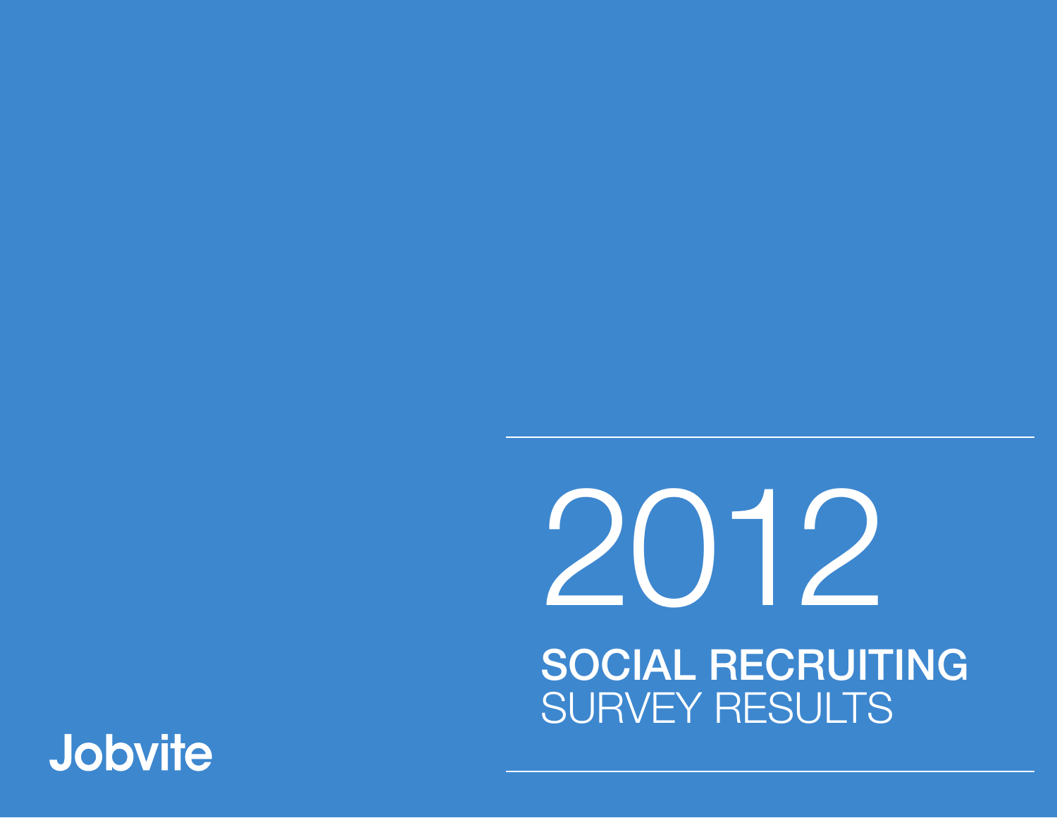# 2012

## SOCIAL RECRUITING SURVEY RESULTS

Jobvite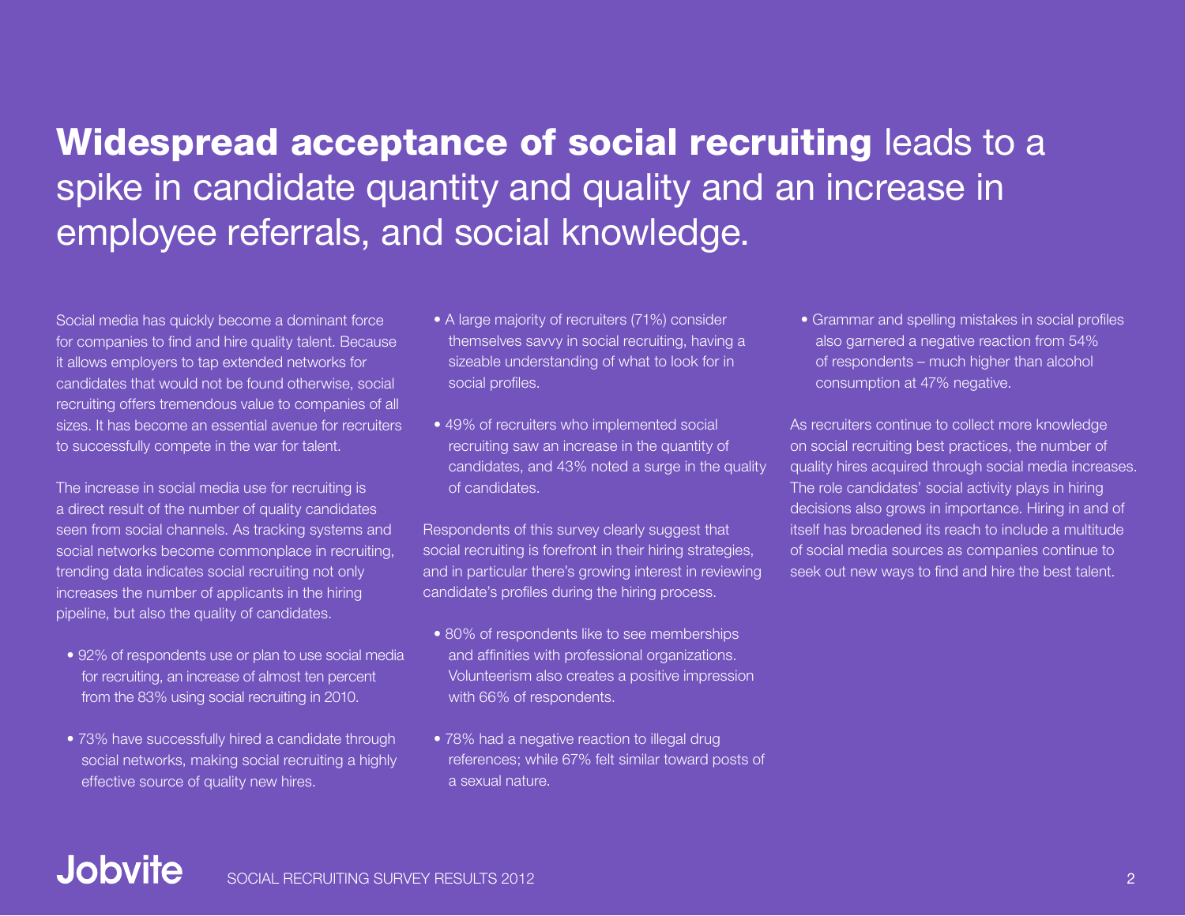# **Widespread acceptance of social recruiting** leads to a spike in candidate quantity and quality and an increase in employee referrals, and social knowledge.

Social media has quickly become a dominant force for companies to find and hire quality talent. Because it allows employers to tap extended networks for candidates that would not be found otherwise, social recruiting offers tremendous value to companies of all sizes. It has become an essential avenue for recruiters to successfully compete in the war for talent.

The increase in social media use for recruiting is a direct result of the number of quality candidates seen from social channels. As tracking systems and social networks become commonplace in recruiting, trending data indicates social recruiting not only increases the number of applicants in the hiring pipeline, but also the quality of candidates.

- 92% of respondents use or plan to use social media for recruiting, an increase of almost ten percent from the 83% using social recruiting in 2010.
- 73% have successfully hired a candidate through social networks, making social recruiting a highly effective source of quality new hires.
- A large majority of recruiters (71%) consider themselves savvy in social recruiting, having a sizeable understanding of what to look for in social profiles.
- 49% of recruiters who implemented social recruiting saw an increase in the quantity of candidates, and 43% noted a surge in the quality of candidates.

Respondents of this survey clearly suggest that social recruiting is forefront in their hiring strategies, and in particular there's growing interest in reviewing candidate's profiles during the hiring process.

- 80% of respondents like to see memberships and affinities with professional organizations. Volunteerism also creates a positive impression with 66% of respondents.
- 78% had a negative reaction to illegal drug references; while 67% felt similar toward posts of a sexual nature.
- Grammar and spelling mistakes in social profiles also garnered a negative reaction from 54% of respondents – much higher than alcohol consumption at 47% negative.

As recruiters continue to collect more knowledge on social recruiting best practices, the number of quality hires acquired through social media increases. The role candidates' social activity plays in hiring decisions also grows in importance. Hiring in and of itself has broadened its reach to include a multitude of social media sources as companies continue to seek out new ways to find and hire the best talent.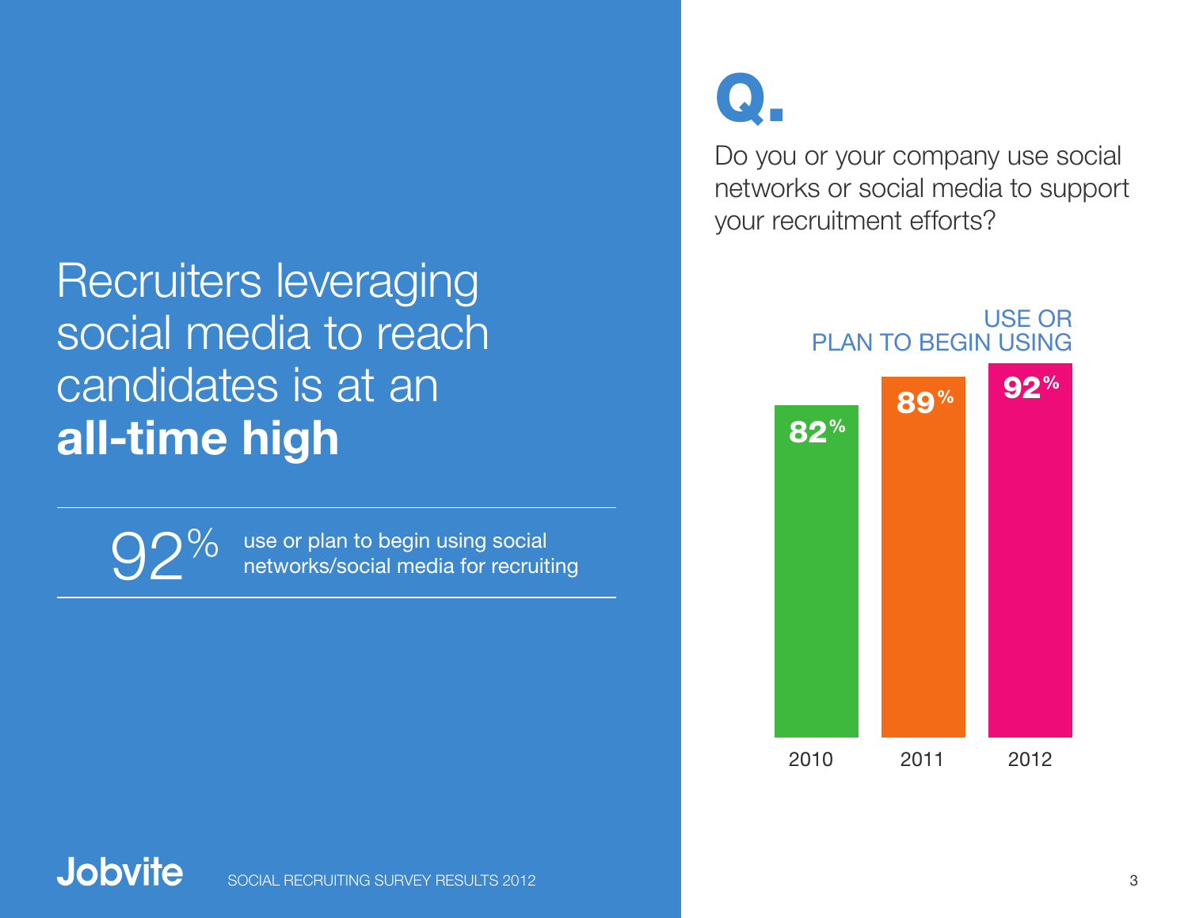# Recruiters leveraging social media to reach candidates is at an **all-time high**

**92%** use or plan to begin using social networks/social media for recruiting

## Q.

Do you or your company use social networks or social media to support your recruitment efforts?

USE OR PLAN TO BEGIN USING

| Year | Use or plan to begin using |
| --- | --- |
| 2010 | 82% |
| 2011 | 89% |
| 2012 | 92% |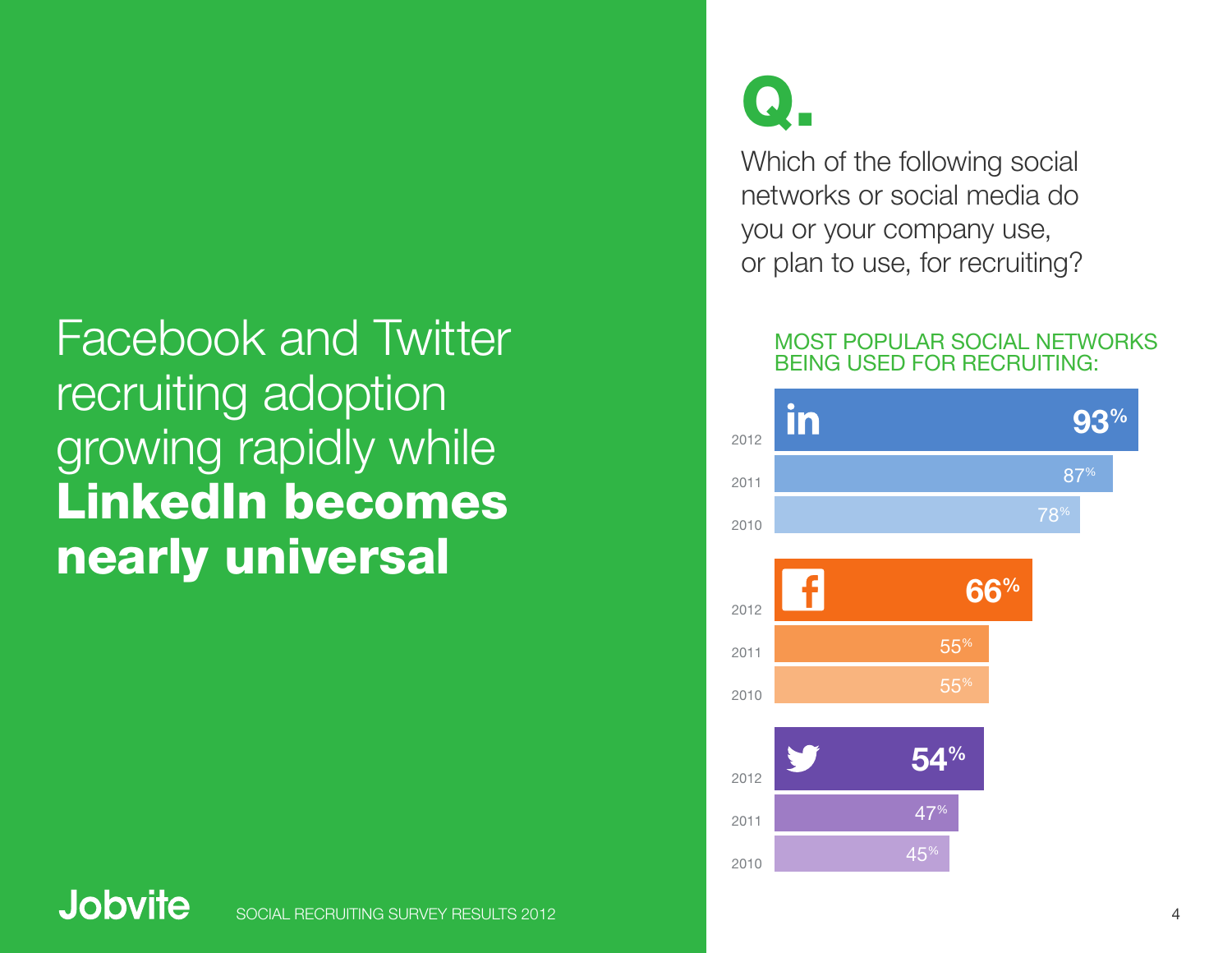# Facebook and Twitter recruiting adoption growing rapidly while **LinkedIn becomes nearly universal**

## Q.

Which of the following social networks or social media do you or your company use, or plan to use, for recruiting?

### MOST POPULAR SOCIAL NETWORKS BEING USED FOR RECRUITING:

| Network | 2012 | 2011 | 2010 |
|---|---|---|---|
| LinkedIn | 93% | 87% | 78% |
| Facebook | 66% | 55% | 55% |
| Twitter | 54% | 47% | 45% |

Jobvite SOCIAL RECRUITING SURVEY RESULTS 2012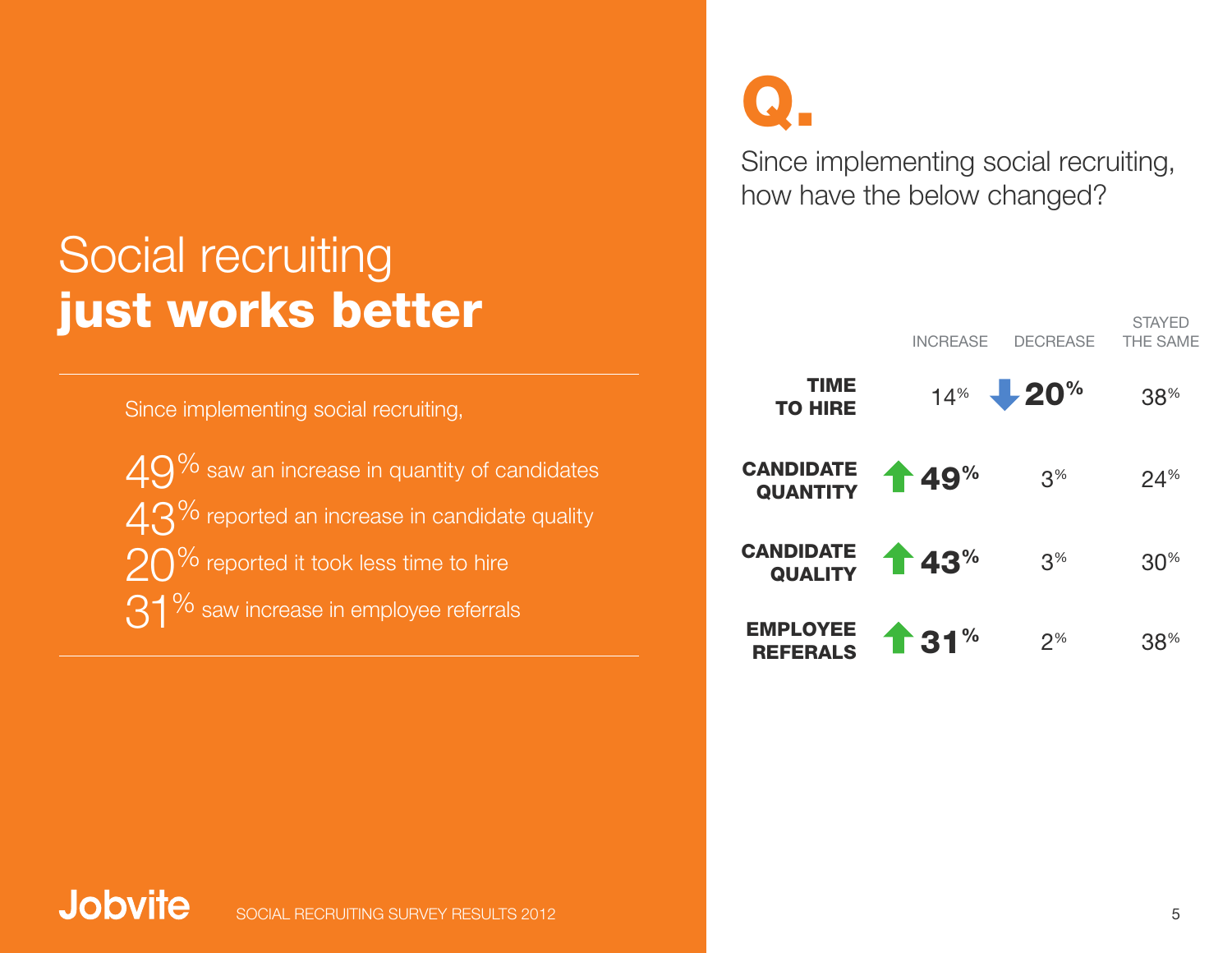# Social recruiting **just works better**

Since implementing social recruiting,

- 49% saw an increase in quantity of candidates
- 43% reported an increase in candidate quality
- 20% reported it took less time to hire
- 31% saw increase in employee referrals

## Q.

Since implementing social recruiting, how have the below changed?

| | INCREASE | DECREASE | STAYED THE SAME |
|---|---|---|---|
| **TIME TO HIRE** | 14% | ↓ **20%** | 38% |
| **CANDIDATE QUANTITY** | ↑ **49%** | 3% | 24% |
| **CANDIDATE QUALITY** | ↑ **43%** | 3% | 30% |
| **EMPLOYEE REFERALS** | ↑ **31%** | 2% | 38% |

Jobvite SOCIAL RECRUITING SURVEY RESULTS 2012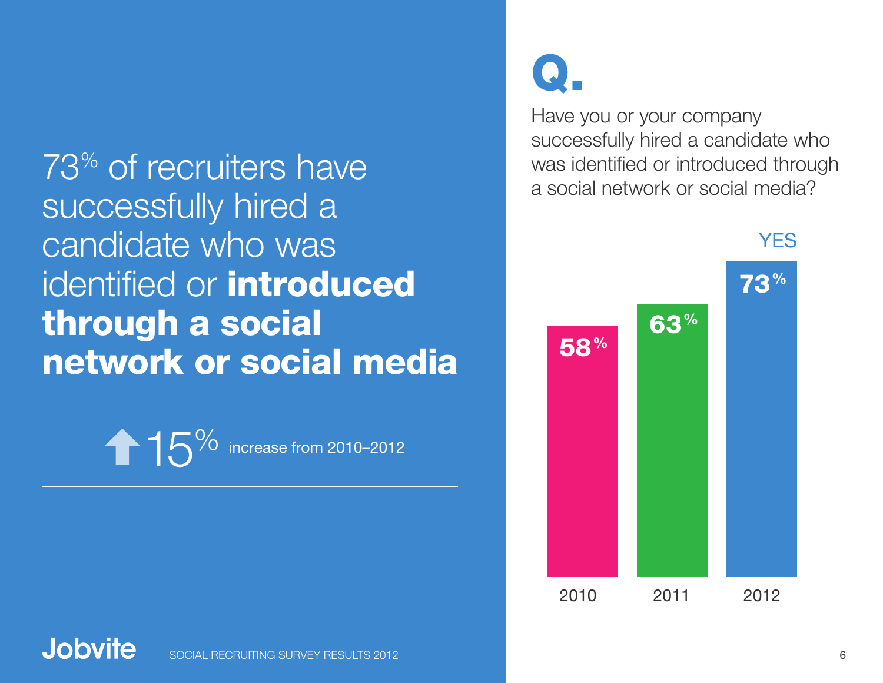73% of recruiters have successfully hired a candidate who was identified or **introduced through a social network or social media**

↑ 15% increase from 2010–2012

# Q.

Have you or your company successfully hired a candidate who was identified or introduced through a social network or social media?

| Year | YES |
|---|---|
| 2010 | 58% |
| 2011 | 63% |
| 2012 | 73% |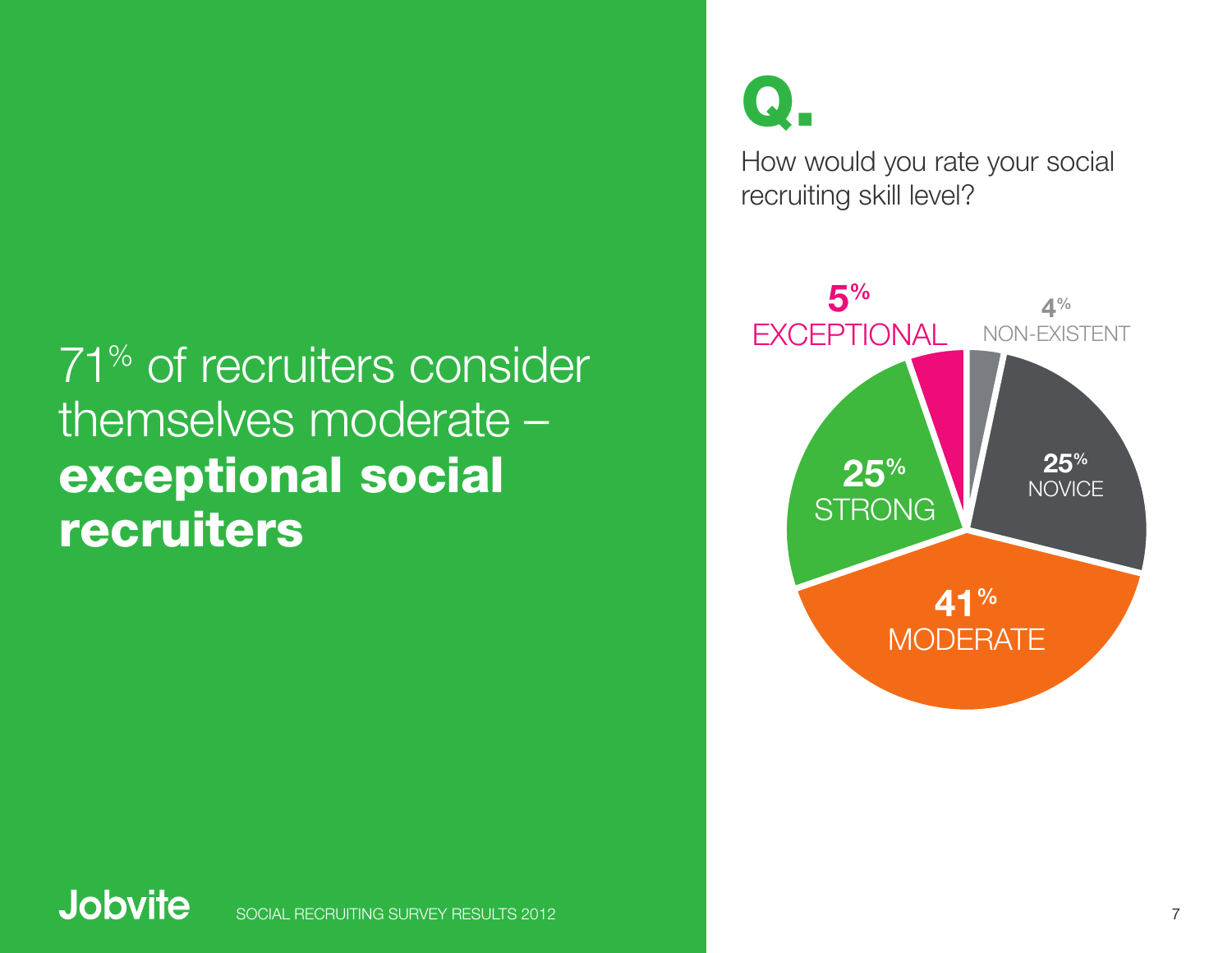71% of recruiters consider themselves moderate – **exceptional social recruiters**

# Q.

How would you rate your social recruiting skill level?

5% EXCEPTIONAL

4% NON-EXISTENT

25% STRONG

25% NOVICE

41% MODERATE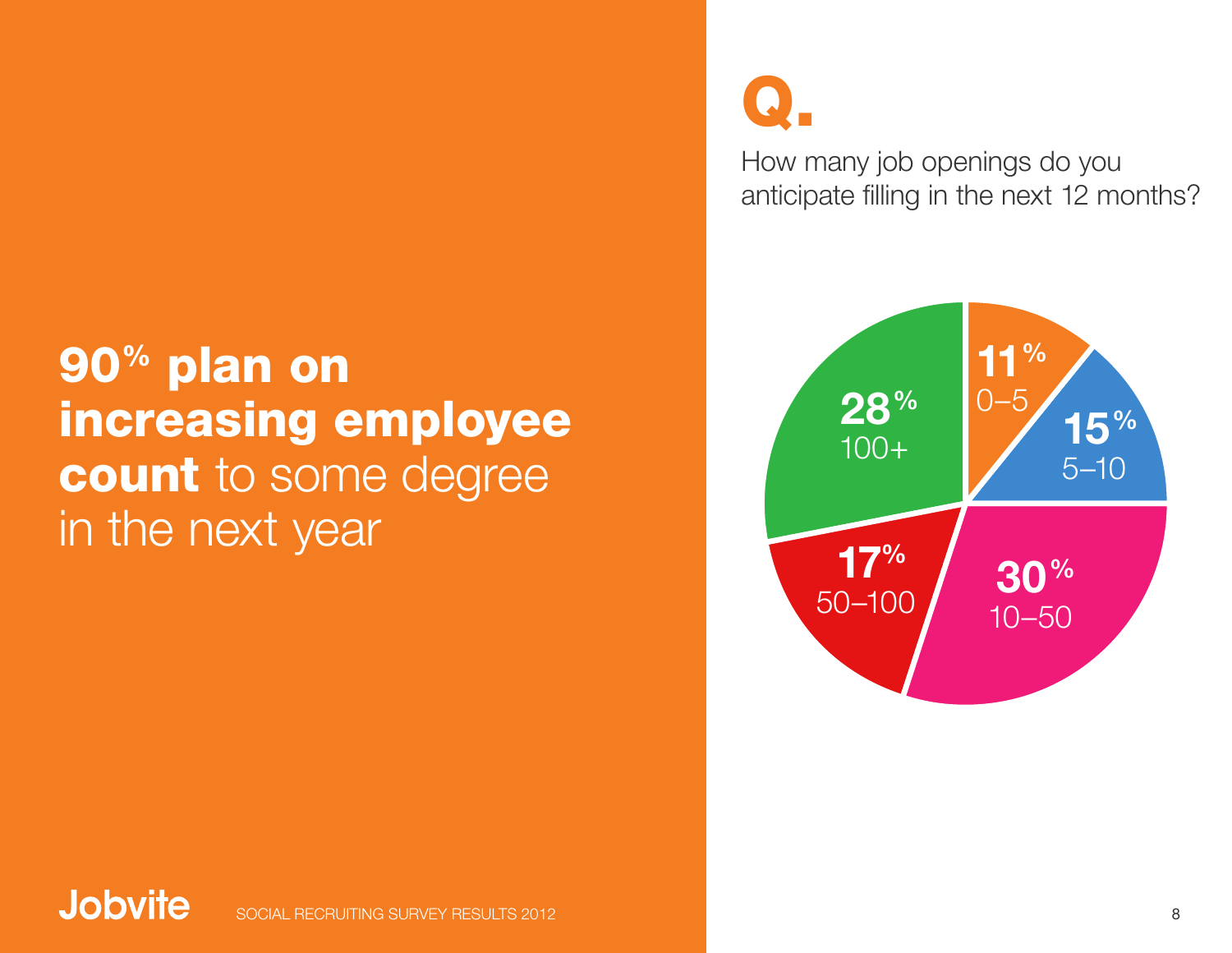**90% plan on increasing employee count** to some degree in the next year

# Q.

How many job openings do you anticipate filling in the next 12 months?

| Job openings | Percentage |
|---|---|
| 0–5 | 11% |
| 5–10 | 15% |
| 10–50 | 30% |
| 50–100 | 17% |
| 100+ | 28% |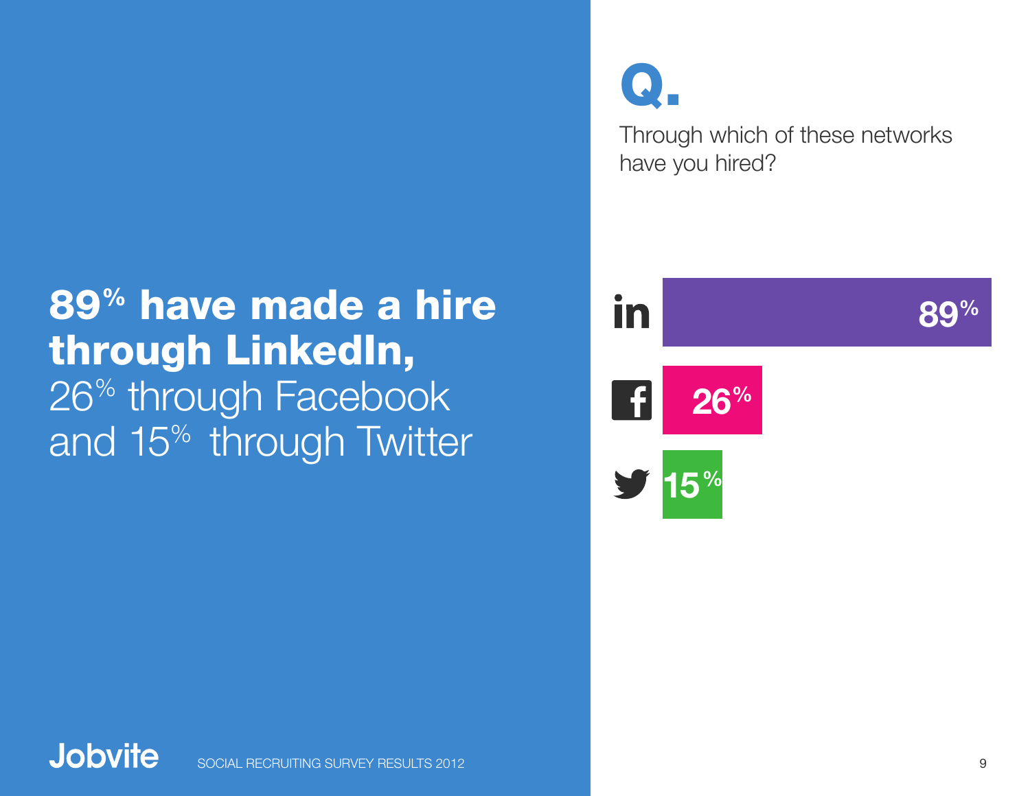**89% have made a hire through LinkedIn,** 26% through Facebook and 15% through Twitter

# Q.

Through which of these networks have you hired?

| Network | % |
| --- | --- |
| LinkedIn | 89% |
| Facebook | 26% |
| Twitter | 15% |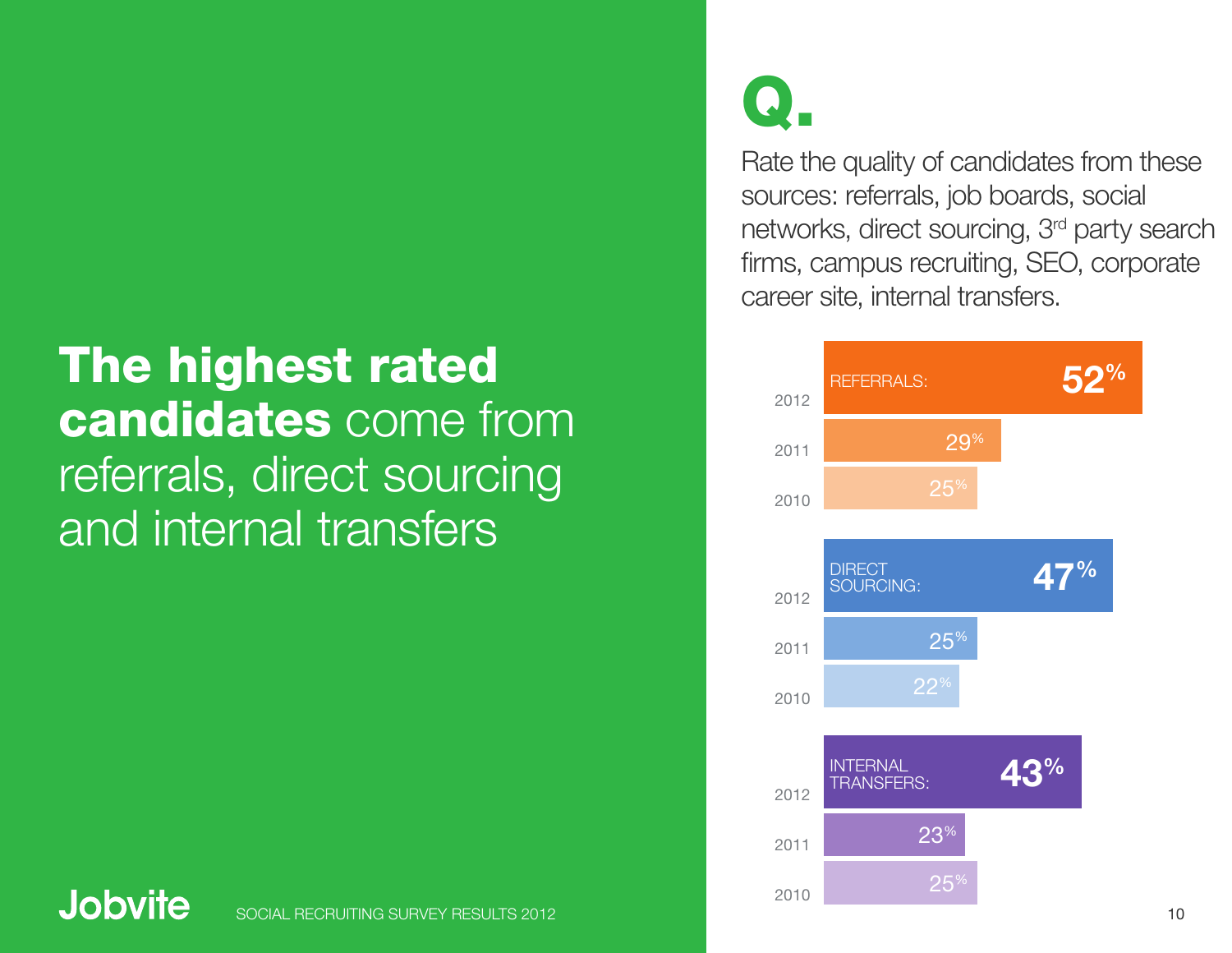# **The highest rated candidates** come from referrals, direct sourcing and internal transfers

# Q.

Rate the quality of candidates from these sources: referrals, job boards, social networks, direct sourcing, 3rd party search firms, campus recruiting, SEO, corporate career site, internal transfers.

| Source | 2012 | 2011 | 2010 |
|---|---|---|---|
| REFERRALS | 52% | 29% | 25% |
| DIRECT SOURCING | 47% | 25% | 22% |
| INTERNAL TRANSFERS | 43% | 23% | 25% |

Jobvite SOCIAL RECRUITING SURVEY RESULTS 2012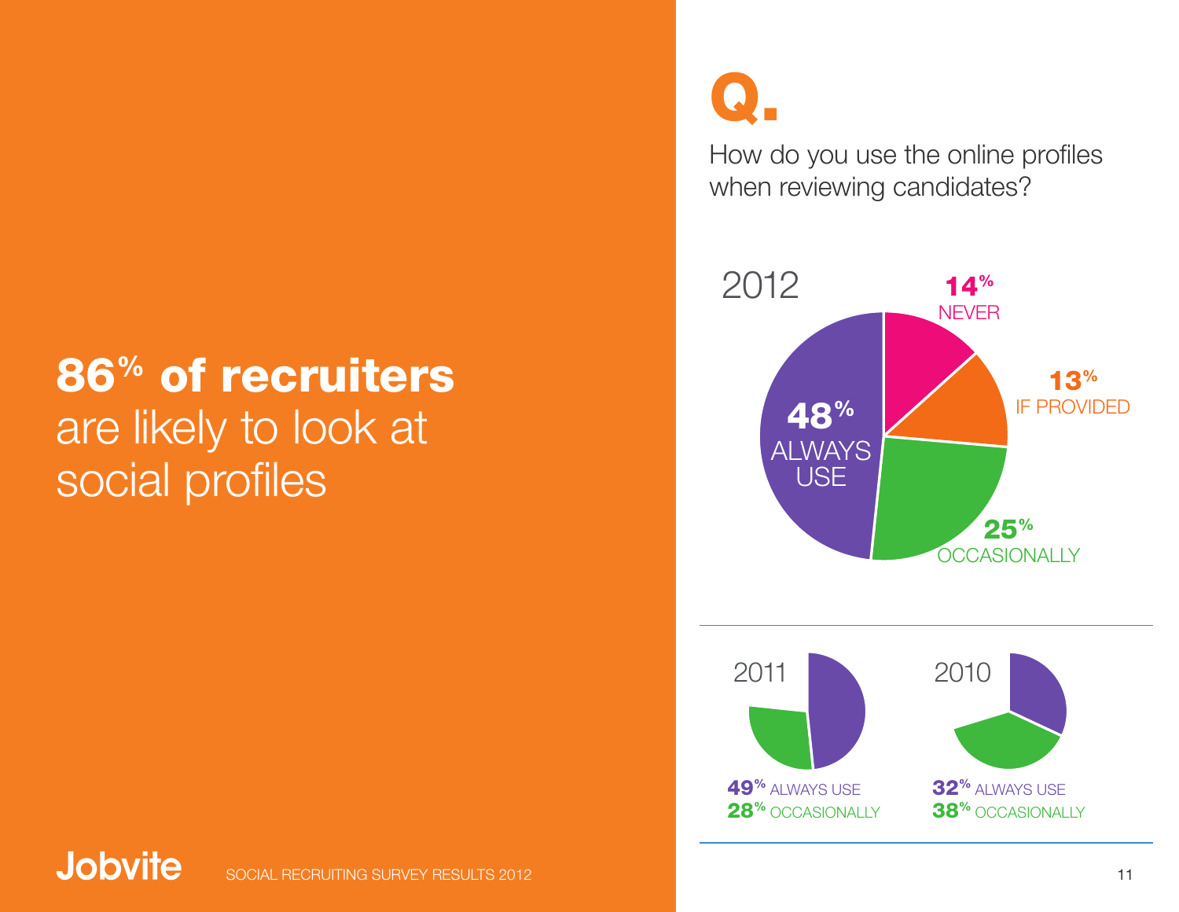**86% of recruiters** are likely to look at social profiles

# Q.

How do you use the online profiles when reviewing candidates?

2012

48% ALWAYS USE

14% NEVER

13% IF PROVIDED

25% OCCASIONALLY

2011

49% ALWAYS USE
28% OCCASIONALLY

2010

32% ALWAYS USE
38% OCCASIONALLY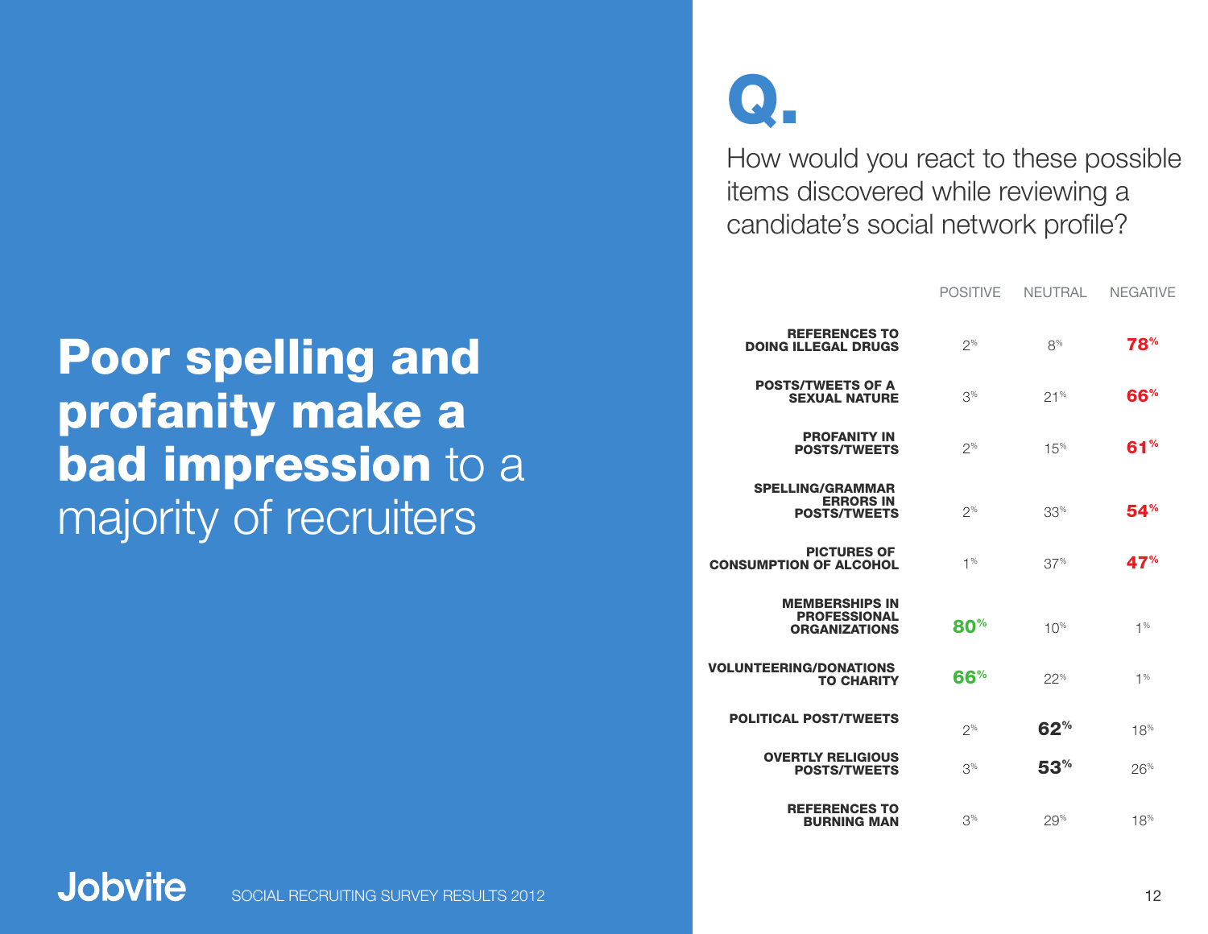# **Poor spelling and profanity make a bad impression** to a majority of recruiters

# Q.

How would you react to these possible items discovered while reviewing a candidate's social network profile?

| | POSITIVE | NEUTRAL | NEGATIVE |
|---|---|---|---|
| **REFERENCES TO DOING ILLEGAL DRUGS** | 2% | 8% | **78%** |
| **POSTS/TWEETS OF A SEXUAL NATURE** | 3% | 21% | **66%** |
| **PROFANITY IN POSTS/TWEETS** | 2% | 15% | **61%** |
| **SPELLING/GRAMMAR ERRORS IN POSTS/TWEETS** | 2% | 33% | **54%** |
| **PICTURES OF CONSUMPTION OF ALCOHOL** | 1% | 37% | **47%** |
| **MEMBERSHIPS IN PROFESSIONAL ORGANIZATIONS** | **80%** | 10% | 1% |
| **VOLUNTEERING/DONATIONS TO CHARITY** | **66%** | 22% | 1% |
| **POLITICAL POST/TWEETS** | 2% | **62%** | 18% |
| **OVERTLY RELIGIOUS POSTS/TWEETS** | 3% | **53%** | 26% |
| **REFERENCES TO BURNING MAN** | 3% | 29% | 18% |

Jobvite SOCIAL RECRUITING SURVEY RESULTS 2012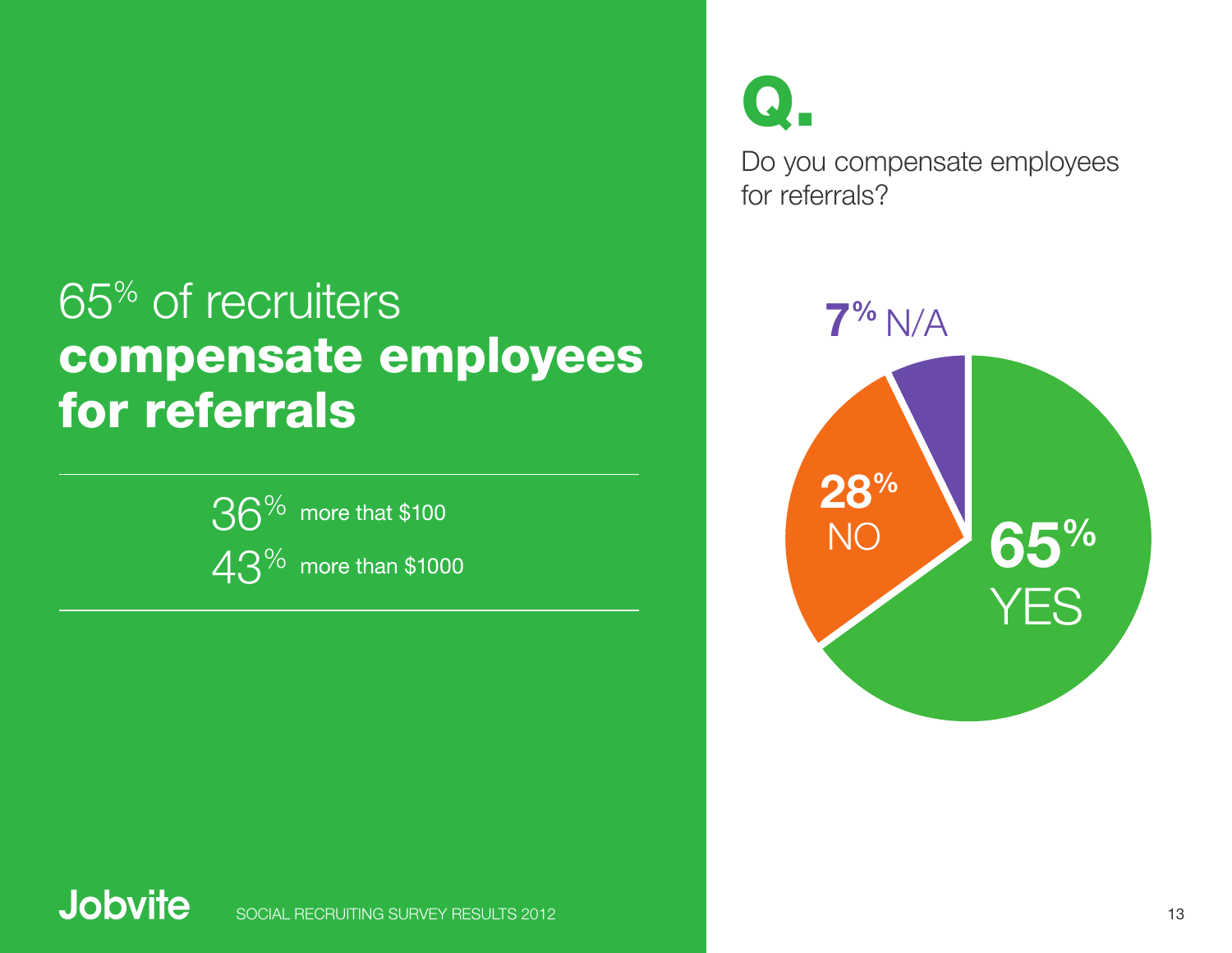# 65% of recruiters **compensate employees for referrals**

36% more that $100

43% more than $1000

# Q.

Do you compensate employees for referrals?

- **65%** YES
- **28%** NO
- **7%** N/A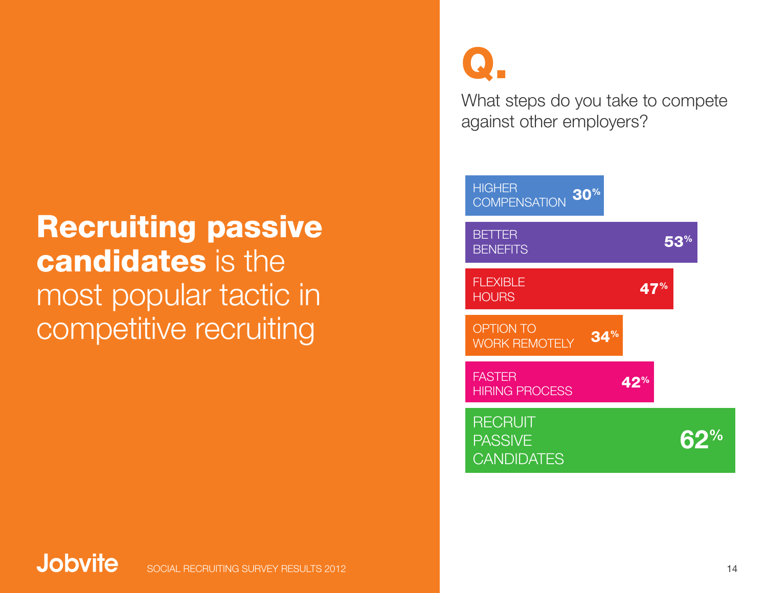**Recruiting passive candidates** is the most popular tactic in competitive recruiting

# Q.

What steps do you take to compete against other employers?

| Step | Percentage |
| --- | --- |
| HIGHER COMPENSATION | 30% |
| BETTER BENEFITS | 53% |
| FLEXIBLE HOURS | 47% |
| OPTION TO WORK REMOTELY | 34% |
| FASTER HIRING PROCESS | 42% |
| RECRUIT PASSIVE CANDIDATES | 62% |

Jobvite SOCIAL RECRUITING SURVEY RESULTS 2012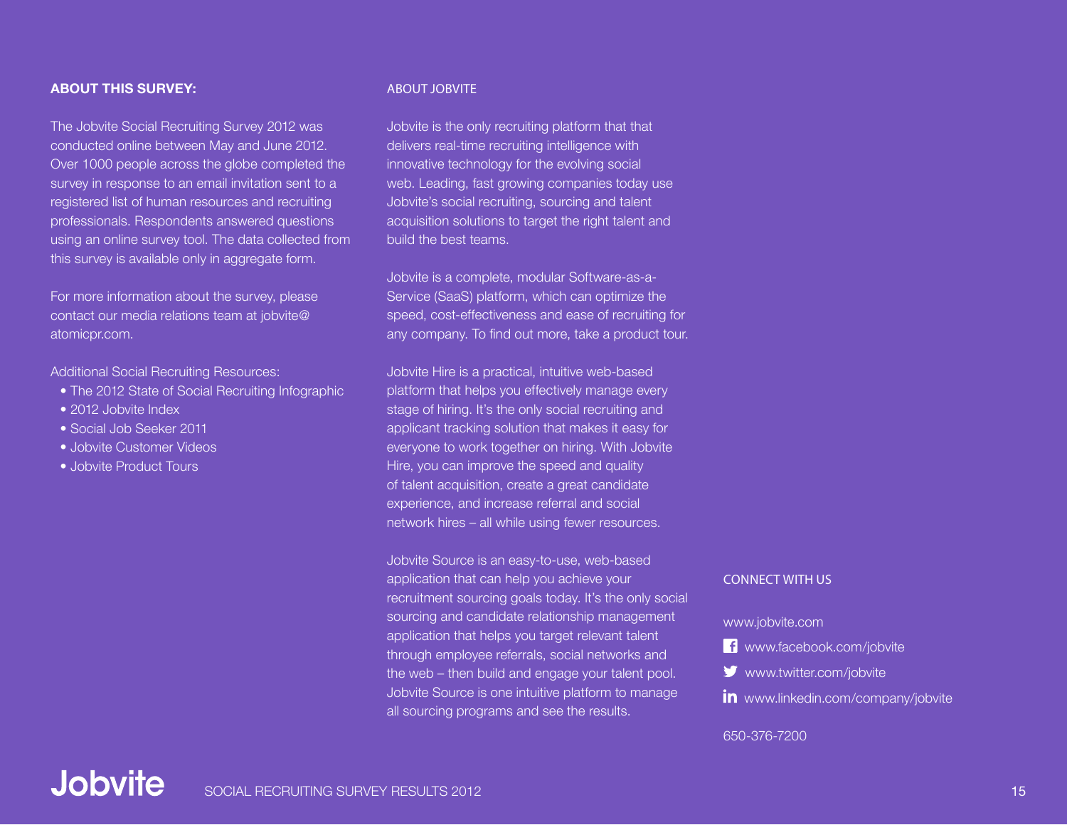## ABOUT THIS SURVEY:

The Jobvite Social Recruiting Survey 2012 was conducted online between May and June 2012. Over 1000 people across the globe completed the survey in response to an email invitation sent to a registered list of human resources and recruiting professionals. Respondents answered questions using an online survey tool. The data collected from this survey is available only in aggregate form.

For more information about the survey, please contact our media relations team at jobvite@atomicpr.com.

Additional Social Recruiting Resources:

- The 2012 State of Social Recruiting Infographic
- 2012 Jobvite Index
- Social Job Seeker 2011
- Jobvite Customer Videos
- Jobvite Product Tours

## ABOUT JOBVITE

Jobvite is the only recruiting platform that that delivers real-time recruiting intelligence with innovative technology for the evolving social web. Leading, fast growing companies today use Jobvite's social recruiting, sourcing and talent acquisition solutions to target the right talent and build the best teams.

Jobvite is a complete, modular Software-as-a-Service (SaaS) platform, which can optimize the speed, cost-effectiveness and ease of recruiting for any company. To find out more, take a product tour.

Jobvite Hire is a practical, intuitive web-based platform that helps you effectively manage every stage of hiring. It's the only social recruiting and applicant tracking solution that makes it easy for everyone to work together on hiring. With Jobvite Hire, you can improve the speed and quality of talent acquisition, create a great candidate experience, and increase referral and social network hires – all while using fewer resources.

Jobvite Source is an easy-to-use, web-based application that can help you achieve your recruitment sourcing goals today. It's the only social sourcing and candidate relationship management application that helps you target relevant talent through employee referrals, social networks and the web – then build and engage your talent pool. Jobvite Source is one intuitive platform to manage all sourcing programs and see the results.

## CONNECT WITH US

www.jobvite.com

www.facebook.com/jobvite

www.twitter.com/jobvite

www.linkedin.com/company/jobvite

650-376-7200